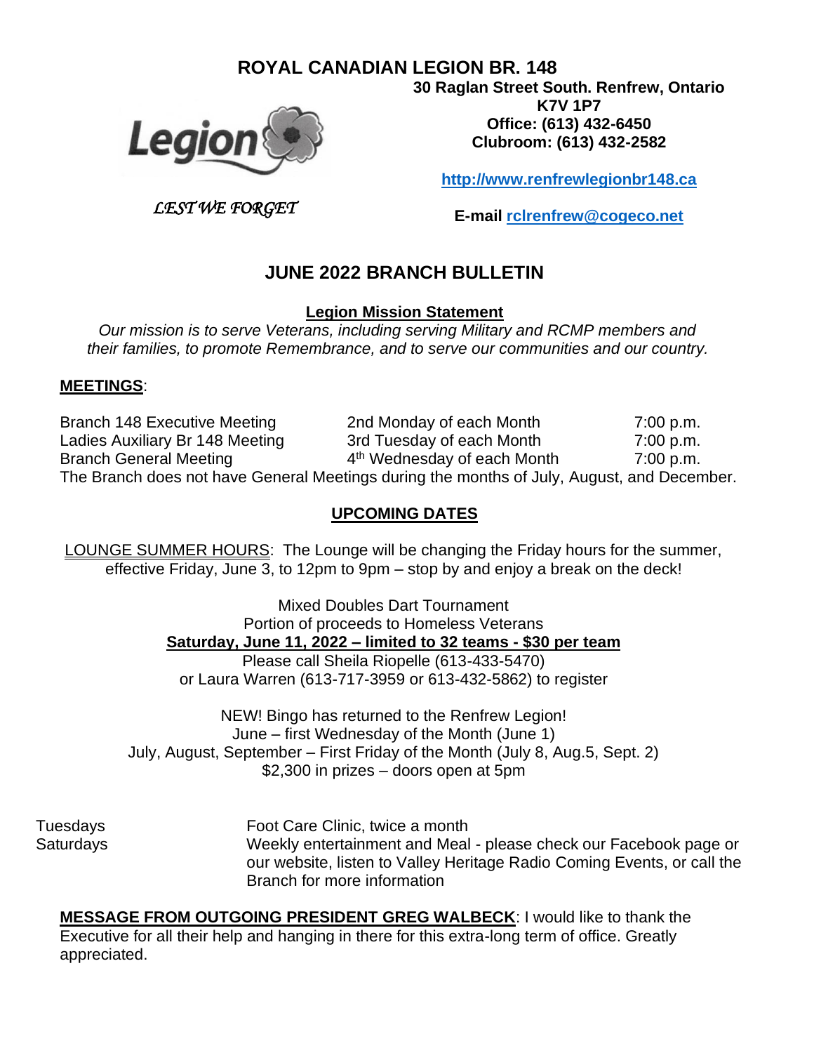# ROYAL CANADIAN LEGION BR. 148

**30 Raglan Street South. Renfrew, Ontario**
**K7V 1P7**
**Office: (613) 432-6450**
**Clubroom: (613) 432-2582**

**http://www.renfrewlegionbr148.ca**

*LEST WE FORGET*

**E-mail rclrenfrew@cogeco.net**

## JUNE 2022 BRANCH BULLETIN

**Legion Mission Statement**

*Our mission is to serve Veterans, including serving Military and RCMP members and their families, to promote Remembrance, and to serve our communities and our country.*

**MEETINGS**:

| | | |
|---|---|---|
| Branch 148 Executive Meeting | 2nd Monday of each Month | 7:00 p.m. |
| Ladies Auxiliary Br 148 Meeting | 3rd Tuesday of each Month | 7:00 p.m. |
| Branch General Meeting | 4th Wednesday of each Month | 7:00 p.m. |

The Branch does not have General Meetings during the months of July, August, and December.

### UPCOMING DATES

LOUNGE SUMMER HOURS: The Lounge will be changing the Friday hours for the summer, effective Friday, June 3, to 12pm to 9pm – stop by and enjoy a break on the deck!

Mixed Doubles Dart Tournament
Portion of proceeds to Homeless Veterans
**Saturday, June 11, 2022 – limited to 32 teams - $30 per team**
Please call Sheila Riopelle (613-433-5470)
or Laura Warren (613-717-3959 or 613-432-5862) to register

NEW! Bingo has returned to the Renfrew Legion!
June – first Wednesday of the Month (June 1)
July, August, September – First Friday of the Month (July 8, Aug.5, Sept. 2)
$2,300 in prizes – doors open at 5pm

| | |
|---|---|
| Tuesdays | Foot Care Clinic, twice a month |
| Saturdays | Weekly entertainment and Meal - please check our Facebook page or our website, listen to Valley Heritage Radio Coming Events, or call the Branch for more information |

**MESSAGE FROM OUTGOING PRESIDENT GREG WALBECK**: I would like to thank the Executive for all their help and hanging in there for this extra-long term of office. Greatly appreciated.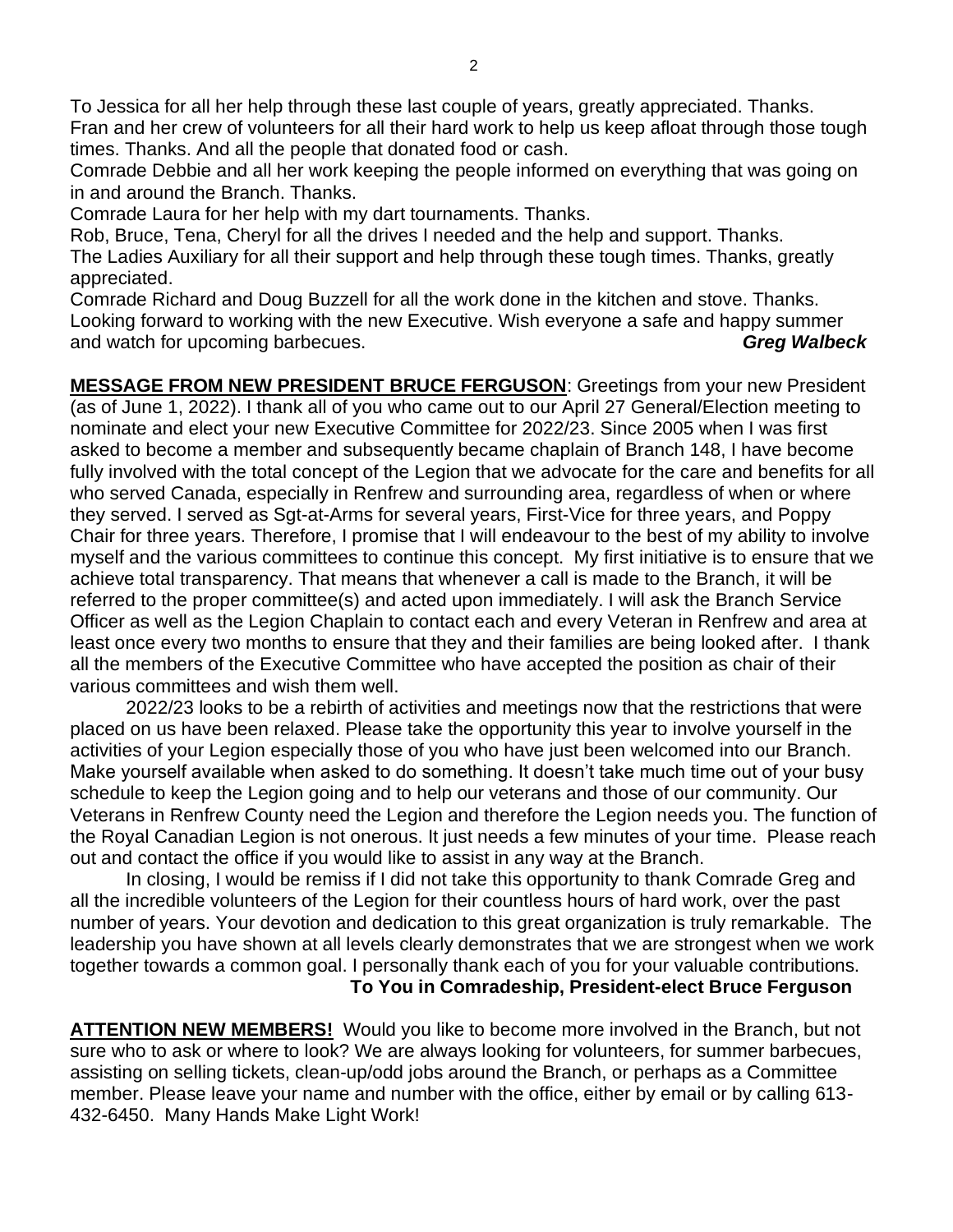To Jessica for all her help through these last couple of years, greatly appreciated. Thanks.
Fran and her crew of volunteers for all their hard work to help us keep afloat through those tough times. Thanks. And all the people that donated food or cash.
Comrade Debbie and all her work keeping the people informed on everything that was going on in and around the Branch. Thanks.
Comrade Laura for her help with my dart tournaments. Thanks.
Rob, Bruce, Tena, Cheryl for all the drives I needed and the help and support. Thanks.
The Ladies Auxiliary for all their support and help through these tough times. Thanks, greatly appreciated.
Comrade Richard and Doug Buzzell for all the work done in the kitchen and stove. Thanks.
Looking forward to working with the new Executive. Wish everyone a safe and happy summer and watch for upcoming barbecues. ***Greg Walbeck***

**MESSAGE FROM NEW PRESIDENT BRUCE FERGUSON**: Greetings from your new President (as of June 1, 2022). I thank all of you who came out to our April 27 General/Election meeting to nominate and elect your new Executive Committee for 2022/23. Since 2005 when I was first asked to become a member and subsequently became chaplain of Branch 148, I have become fully involved with the total concept of the Legion that we advocate for the care and benefits for all who served Canada, especially in Renfrew and surrounding area, regardless of when or where they served. I served as Sgt-at-Arms for several years, First-Vice for three years, and Poppy Chair for three years. Therefore, I promise that I will endeavour to the best of my ability to involve myself and the various committees to continue this concept. My first initiative is to ensure that we achieve total transparency. That means that whenever a call is made to the Branch, it will be referred to the proper committee(s) and acted upon immediately. I will ask the Branch Service Officer as well as the Legion Chaplain to contact each and every Veteran in Renfrew and area at least once every two months to ensure that they and their families are being looked after. I thank all the members of the Executive Committee who have accepted the position as chair of their various committees and wish them well.

2022/23 looks to be a rebirth of activities and meetings now that the restrictions that were placed on us have been relaxed. Please take the opportunity this year to involve yourself in the activities of your Legion especially those of you who have just been welcomed into our Branch. Make yourself available when asked to do something. It doesn't take much time out of your busy schedule to keep the Legion going and to help our veterans and those of our community. Our Veterans in Renfrew County need the Legion and therefore the Legion needs you. The function of the Royal Canadian Legion is not onerous. It just needs a few minutes of your time. Please reach out and contact the office if you would like to assist in any way at the Branch.

In closing, I would be remiss if I did not take this opportunity to thank Comrade Greg and all the incredible volunteers of the Legion for their countless hours of hard work, over the past number of years. Your devotion and dedication to this great organization is truly remarkable. The leadership you have shown at all levels clearly demonstrates that we are strongest when we work together towards a common goal. I personally thank each of you for your valuable contributions.

**To You in Comradeship, President-elect Bruce Ferguson**

**ATTENTION NEW MEMBERS!** Would you like to become more involved in the Branch, but not sure who to ask or where to look? We are always looking for volunteers, for summer barbecues, assisting on selling tickets, clean-up/odd jobs around the Branch, or perhaps as a Committee member. Please leave your name and number with the office, either by email or by calling 613-432-6450. Many Hands Make Light Work!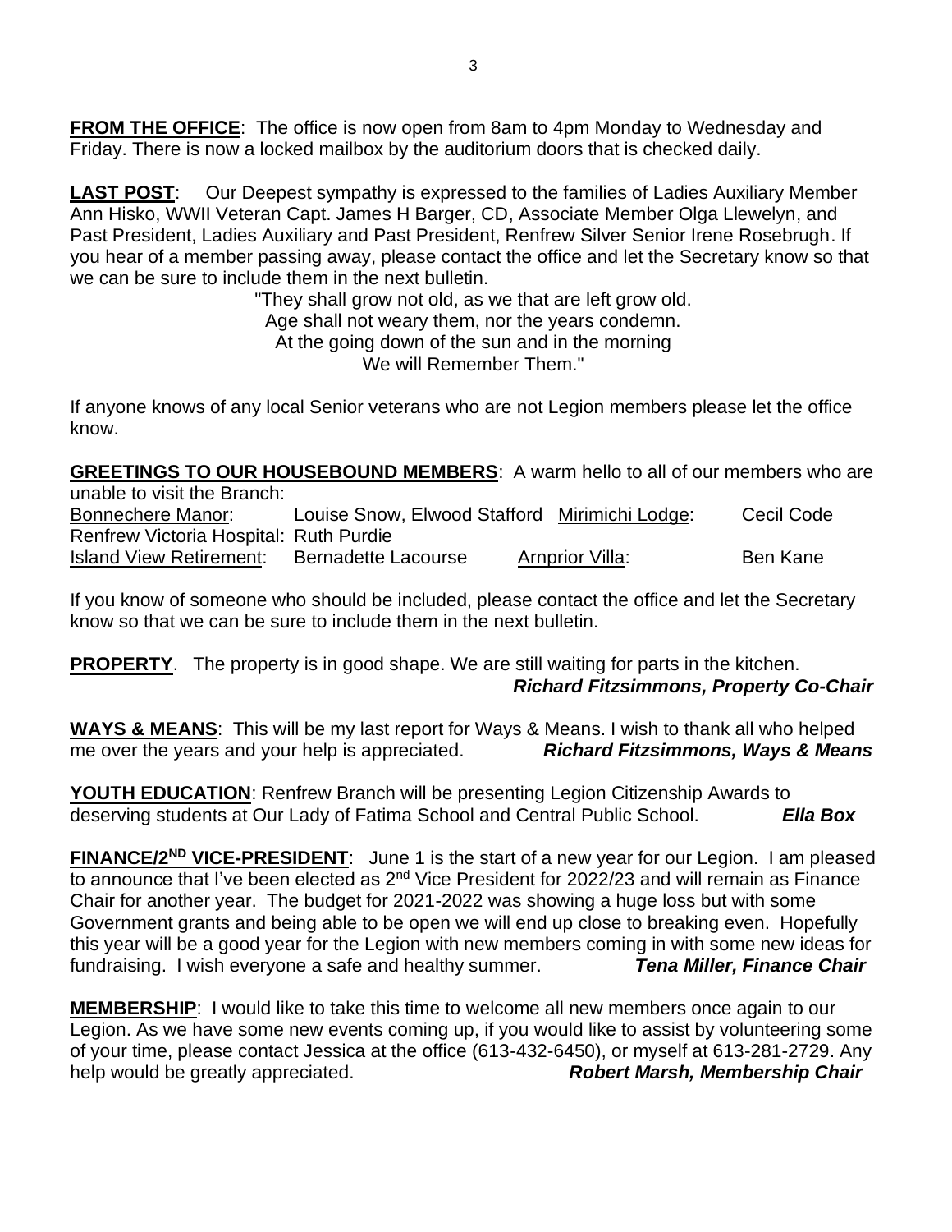**FROM THE OFFICE**: The office is now open from 8am to 4pm Monday to Wednesday and Friday. There is now a locked mailbox by the auditorium doors that is checked daily.

**LAST POST**: Our Deepest sympathy is expressed to the families of Ladies Auxiliary Member Ann Hisko, WWII Veteran Capt. James H Barger, CD, Associate Member Olga Llewelyn, and Past President, Ladies Auxiliary and Past President, Renfrew Silver Senior Irene Rosebrugh. If you hear of a member passing away, please contact the office and let the Secretary know so that we can be sure to include them in the next bulletin.

"They shall grow not old, as we that are left grow old.
Age shall not weary them, nor the years condemn.
At the going down of the sun and in the morning
We will Remember Them."

If anyone knows of any local Senior veterans who are not Legion members please let the office know.

**GREETINGS TO OUR HOUSEBOUND MEMBERS**: A warm hello to all of our members who are unable to visit the Branch:

| | | | |
|---|---|---|---|
| Bonnechere Manor: | Louise Snow, Elwood Stafford | Mirimichi Lodge: | Cecil Code |
| Renfrew Victoria Hospital: | Ruth Purdie | | |
| Island View Retirement: | Bernadette Lacourse | Arnprior Villa: | Ben Kane |

If you know of someone who should be included, please contact the office and let the Secretary know so that we can be sure to include them in the next bulletin.

**PROPERTY**. The property is in good shape. We are still waiting for parts in the kitchen.
***Richard Fitzsimmons, Property Co-Chair***

**WAYS & MEANS**: This will be my last report for Ways & Means. I wish to thank all who helped me over the years and your help is appreciated. ***Richard Fitzsimmons, Ways & Means***

**YOUTH EDUCATION**: Renfrew Branch will be presenting Legion Citizenship Awards to deserving students at Our Lady of Fatima School and Central Public School. ***Ella Box***

**FINANCE/2ND VICE-PRESIDENT**: June 1 is the start of a new year for our Legion. I am pleased to announce that I've been elected as 2nd Vice President for 2022/23 and will remain as Finance Chair for another year. The budget for 2021-2022 was showing a huge loss but with some Government grants and being able to be open we will end up close to breaking even. Hopefully this year will be a good year for the Legion with new members coming in with some new ideas for fundraising. I wish everyone a safe and healthy summer. ***Tena Miller, Finance Chair***

**MEMBERSHIP**: I would like to take this time to welcome all new members once again to our Legion. As we have some new events coming up, if you would like to assist by volunteering some of your time, please contact Jessica at the office (613-432-6450), or myself at 613-281-2729. Any help would be greatly appreciated. ***Robert Marsh, Membership Chair***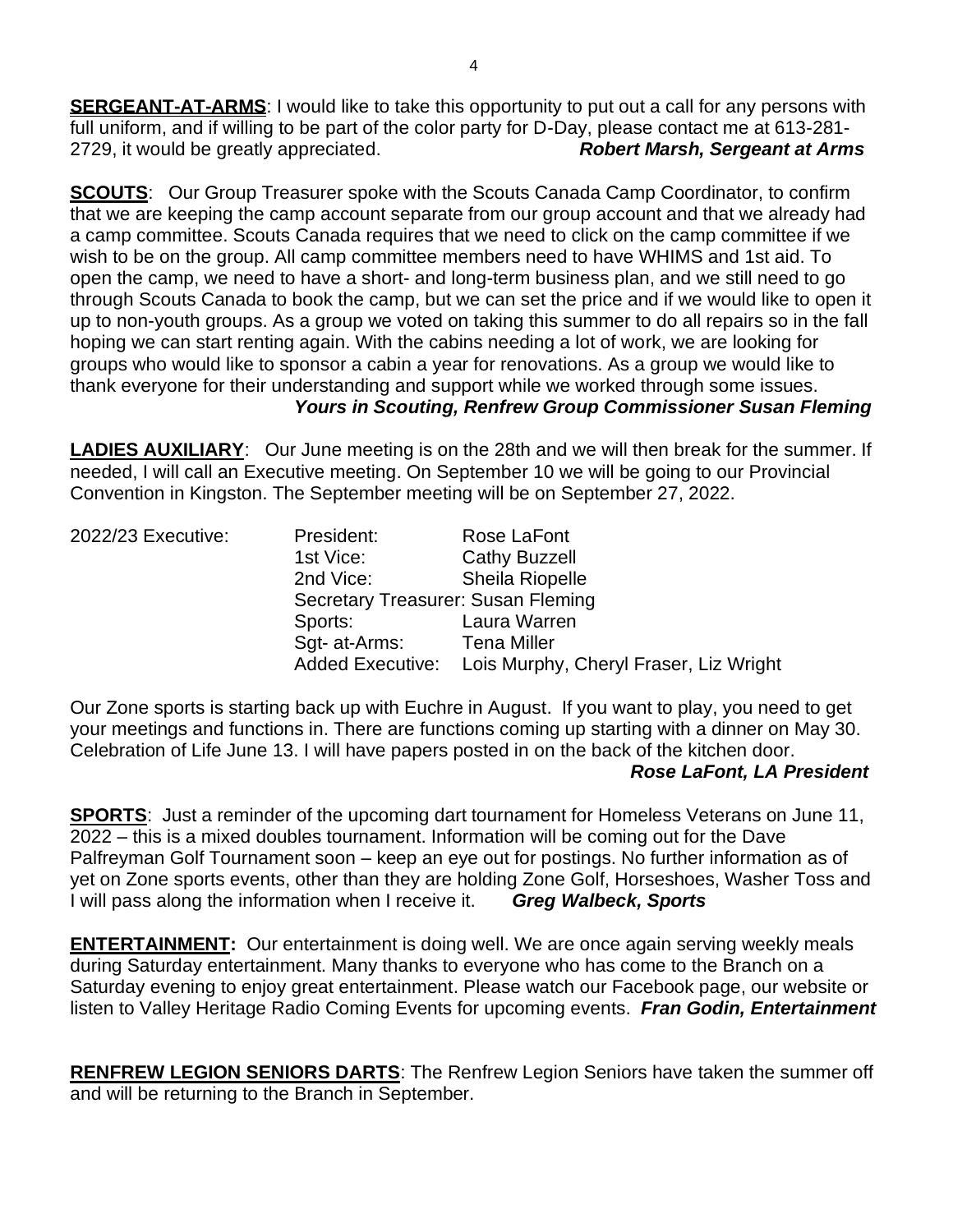**SERGEANT-AT-ARMS**: I would like to take this opportunity to put out a call for any persons with full uniform, and if willing to be part of the color party for D-Day, please contact me at 613-281-2729, it would be greatly appreciated. ***Robert Marsh, Sergeant at Arms***

**SCOUTS**: Our Group Treasurer spoke with the Scouts Canada Camp Coordinator, to confirm that we are keeping the camp account separate from our group account and that we already had a camp committee. Scouts Canada requires that we need to click on the camp committee if we wish to be on the group. All camp committee members need to have WHIMS and 1st aid. To open the camp, we need to have a short- and long-term business plan, and we still need to go through Scouts Canada to book the camp, but we can set the price and if we would like to open it up to non-youth groups. As a group we voted on taking this summer to do all repairs so in the fall hoping we can start renting again. With the cabins needing a lot of work, we are looking for groups who would like to sponsor a cabin a year for renovations. As a group we would like to thank everyone for their understanding and support while we worked through some issues.
***Yours in Scouting, Renfrew Group Commissioner Susan Fleming***

**LADIES AUXILIARY**: Our June meeting is on the 28th and we will then break for the summer. If needed, I will call an Executive meeting. On September 10 we will be going to our Provincial Convention in Kingston. The September meeting will be on September 27, 2022.

| 2022/23 Executive: | | |
|---|---|---|
| | President: | Rose LaFont |
| | 1st Vice: | Cathy Buzzell |
| | 2nd Vice: | Sheila Riopelle |
| | Secretary Treasurer: | Susan Fleming |
| | Sports: | Laura Warren |
| | Sgt- at-Arms: | Tena Miller |
| | Added Executive: | Lois Murphy, Cheryl Fraser, Liz Wright |

Our Zone sports is starting back up with Euchre in August. If you want to play, you need to get your meetings and functions in. There are functions coming up starting with a dinner on May 30. Celebration of Life June 13. I will have papers posted in on the back of the kitchen door.
***Rose LaFont, LA President***

**SPORTS**: Just a reminder of the upcoming dart tournament for Homeless Veterans on June 11, 2022 – this is a mixed doubles tournament. Information will be coming out for the Dave Palfreyman Golf Tournament soon – keep an eye out for postings. No further information as of yet on Zone sports events, other than they are holding Zone Golf, Horseshoes, Washer Toss and I will pass along the information when I receive it. ***Greg Walbeck, Sports***

**ENTERTAINMENT:** Our entertainment is doing well. We are once again serving weekly meals during Saturday entertainment. Many thanks to everyone who has come to the Branch on a Saturday evening to enjoy great entertainment. Please watch our Facebook page, our website or listen to Valley Heritage Radio Coming Events for upcoming events. ***Fran Godin, Entertainment***

**RENFREW LEGION SENIORS DARTS**: The Renfrew Legion Seniors have taken the summer off and will be returning to the Branch in September.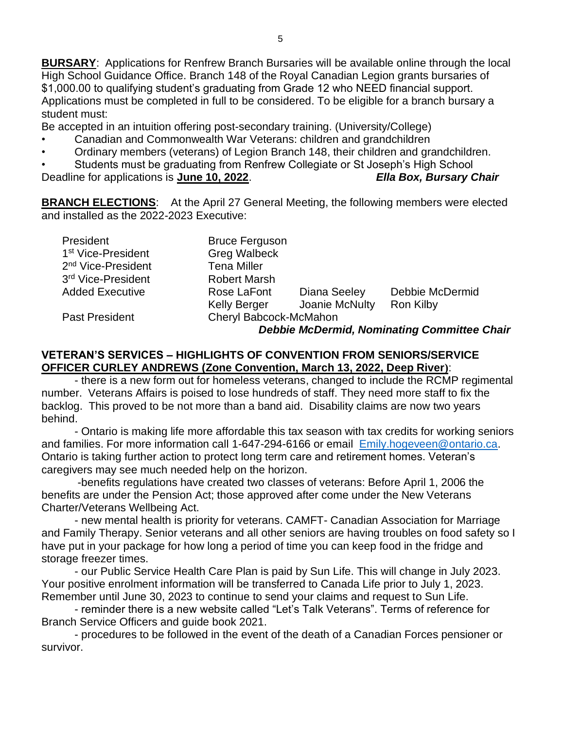**BURSARY**: Applications for Renfrew Branch Bursaries will be available online through the local High School Guidance Office. Branch 148 of the Royal Canadian Legion grants bursaries of $1,000.00 to qualifying student's graduating from Grade 12 who NEED financial support. Applications must be completed in full to be considered. To be eligible for a branch bursary a student must:

Be accepted in an intuition offering post-secondary training. (University/College)

- Canadian and Commonwealth War Veterans: children and grandchildren
- Ordinary members (veterans) of Legion Branch 148, their children and grandchildren.
- Students must be graduating from Renfrew Collegiate or St Joseph's High School

Deadline for applications is **June 10, 2022**. ***Ella Box, Bursary Chair***

**BRANCH ELECTIONS**: At the April 27 General Meeting, the following members were elected and installed as the 2022-2023 Executive:

| | | | |
|---|---|---|---|
| President | Bruce Ferguson | | |
| 1st Vice-President | Greg Walbeck | | |
| 2nd Vice-President | Tena Miller | | |
| 3rd Vice-President | Robert Marsh | | |
| Added Executive | Rose LaFont | Diana Seeley | Debbie McDermid |
| | Kelly Berger | Joanie McNulty | Ron Kilby |
| Past President | Cheryl Babcock-McMahon | | |

***Debbie McDermid, Nominating Committee Chair***

**VETERAN'S SERVICES – HIGHLIGHTS OF CONVENTION FROM SENIORS/SERVICE OFFICER CURLEY ANDREWS (Zone Convention, March 13, 2022, Deep River)**:

- there is a new form out for homeless veterans, changed to include the RCMP regimental number. Veterans Affairs is poised to lose hundreds of staff. They need more staff to fix the backlog. This proved to be not more than a band aid. Disability claims are now two years behind.

- Ontario is making life more affordable this tax season with tax credits for working seniors and families. For more information call 1-647-294-6166 or email Emily.hogeveen@ontario.ca. Ontario is taking further action to protect long term care and retirement homes. Veteran's caregivers may see much needed help on the horizon.

- benefits regulations have created two classes of veterans: Before April 1, 2006 the benefits are under the Pension Act; those approved after come under the New Veterans Charter/Veterans Wellbeing Act.

- new mental health is priority for veterans. CAMFT- Canadian Association for Marriage and Family Therapy. Senior veterans and all other seniors are having troubles on food safety so I have put in your package for how long a period of time you can keep food in the fridge and storage freezer times.

- our Public Service Health Care Plan is paid by Sun Life. This will change in July 2023. Your positive enrolment information will be transferred to Canada Life prior to July 1, 2023. Remember until June 30, 2023 to continue to send your claims and request to Sun Life.

- reminder there is a new website called "Let's Talk Veterans". Terms of reference for Branch Service Officers and guide book 2021.

- procedures to be followed in the event of the death of a Canadian Forces pensioner or survivor.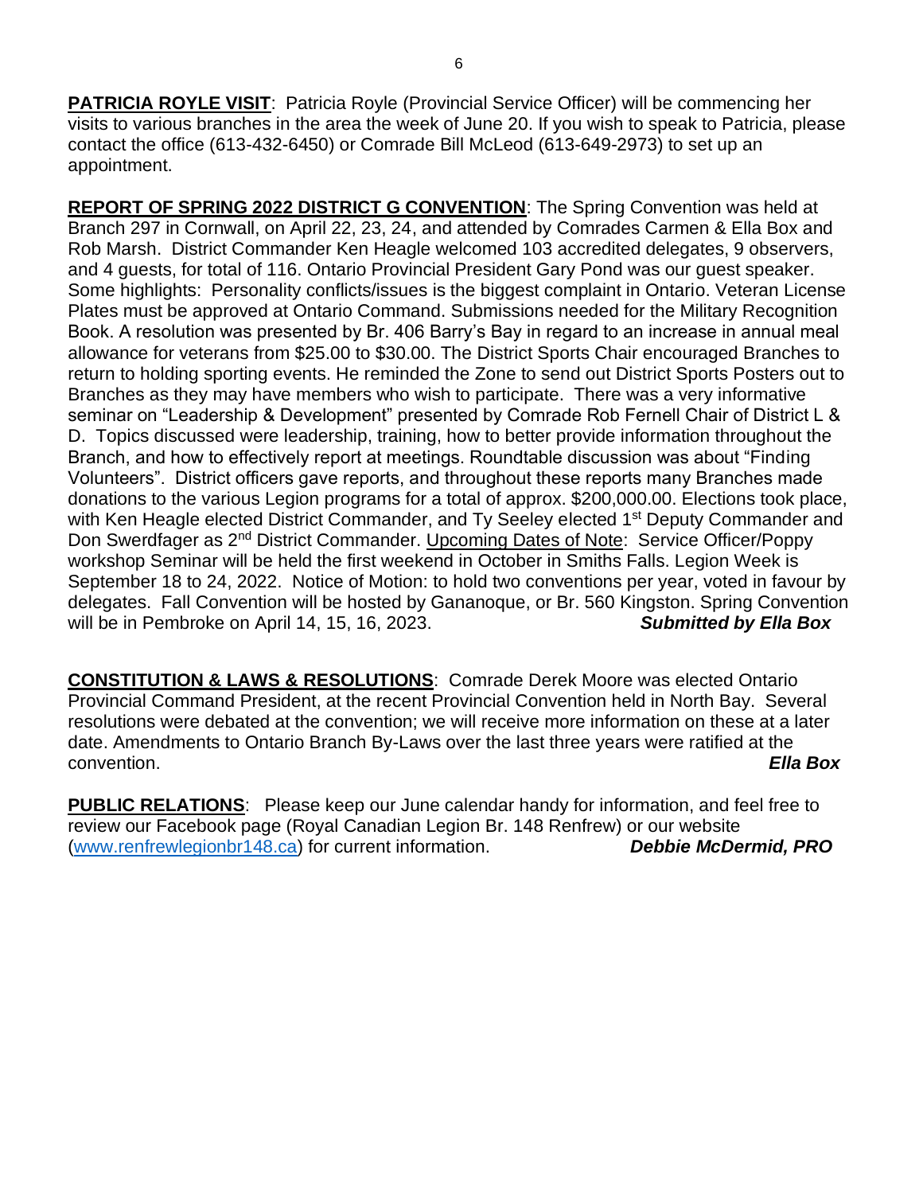**PATRICIA ROYLE VISIT**: Patricia Royle (Provincial Service Officer) will be commencing her visits to various branches in the area the week of June 20. If you wish to speak to Patricia, please contact the office (613-432-6450) or Comrade Bill McLeod (613-649-2973) to set up an appointment.

**REPORT OF SPRING 2022 DISTRICT G CONVENTION**: The Spring Convention was held at Branch 297 in Cornwall, on April 22, 23, 24, and attended by Comrades Carmen & Ella Box and Rob Marsh. District Commander Ken Heagle welcomed 103 accredited delegates, 9 observers, and 4 guests, for total of 116. Ontario Provincial President Gary Pond was our guest speaker. Some highlights: Personality conflicts/issues is the biggest complaint in Ontario. Veteran License Plates must be approved at Ontario Command. Submissions needed for the Military Recognition Book. A resolution was presented by Br. 406 Barry's Bay in regard to an increase in annual meal allowance for veterans from $25.00 to $30.00. The District Sports Chair encouraged Branches to return to holding sporting events. He reminded the Zone to send out District Sports Posters out to Branches as they may have members who wish to participate. There was a very informative seminar on "Leadership & Development" presented by Comrade Rob Fernell Chair of District L & D. Topics discussed were leadership, training, how to better provide information throughout the Branch, and how to effectively report at meetings. Roundtable discussion was about "Finding Volunteers". District officers gave reports, and throughout these reports many Branches made donations to the various Legion programs for a total of approx. $200,000.00. Elections took place, with Ken Heagle elected District Commander, and Ty Seeley elected 1st Deputy Commander and Don Swerdfager as 2nd District Commander. Upcoming Dates of Note: Service Officer/Poppy workshop Seminar will be held the first weekend in October in Smiths Falls. Legion Week is September 18 to 24, 2022. Notice of Motion: to hold two conventions per year, voted in favour by delegates. Fall Convention will be hosted by Gananoque, or Br. 560 Kingston. Spring Convention will be in Pembroke on April 14, 15, 16, 2023. ***Submitted by Ella Box***

**CONSTITUTION & LAWS & RESOLUTIONS**: Comrade Derek Moore was elected Ontario Provincial Command President, at the recent Provincial Convention held in North Bay. Several resolutions were debated at the convention; we will receive more information on these at a later date. Amendments to Ontario Branch By-Laws over the last three years were ratified at the convention. ***Ella Box***

**PUBLIC RELATIONS**: Please keep our June calendar handy for information, and feel free to review our Facebook page (Royal Canadian Legion Br. 148 Renfrew) or our website ([www.renfrewlegionbr148.ca](http://www.renfrewlegionbr148.ca)) for current information. ***Debbie McDermid, PRO***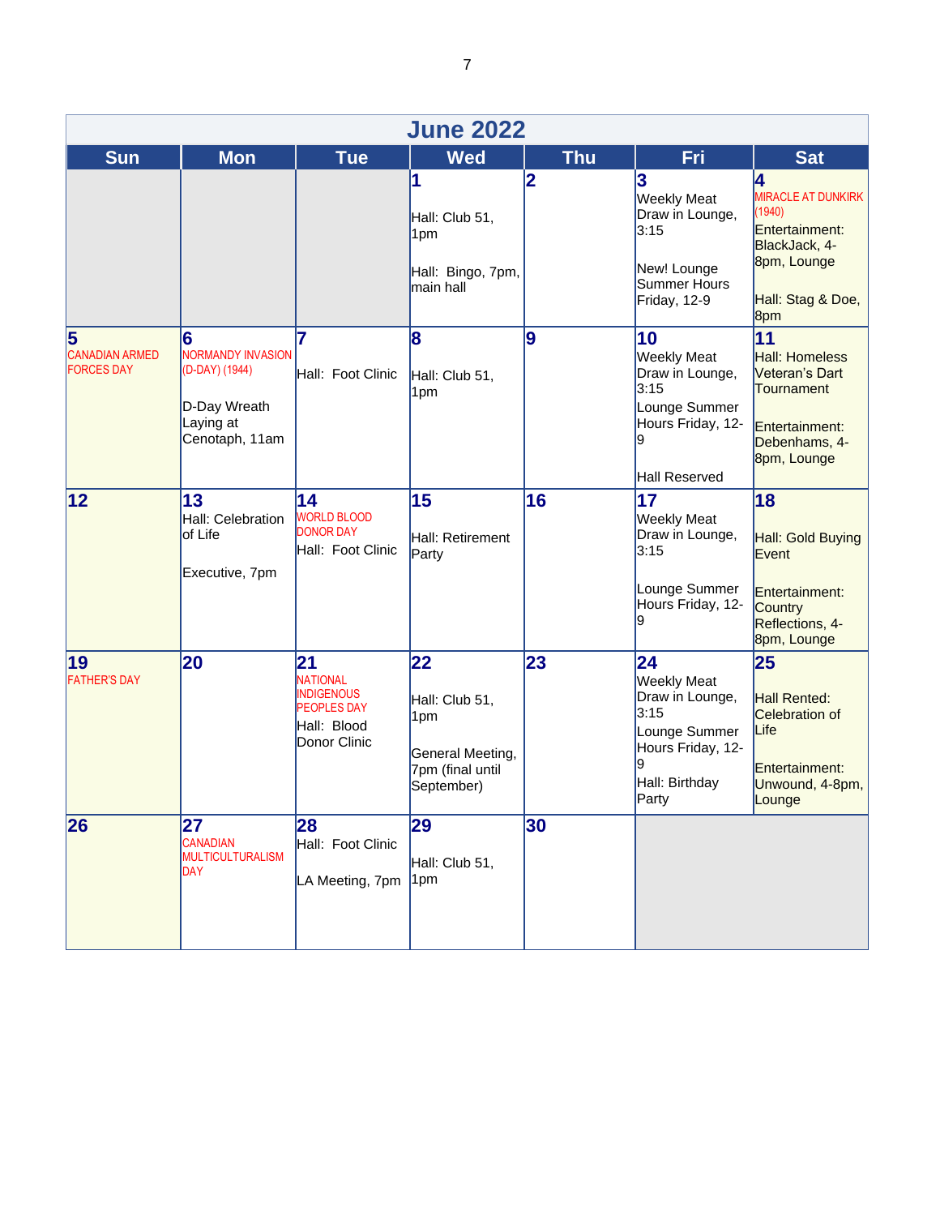# June 2022

| Sun | Mon | Tue | Wed | Thu | Fri | Sat |
|---|---|---|---|---|---|---|
| | | | **1**<br>Hall: Club 51, 1pm<br>Hall: Bingo, 7pm, main hall | **2** | **3**<br>Weekly Meat Draw in Lounge, 3:15<br>New! Lounge Summer Hours Friday, 12-9 | **4**<br>MIRACLE AT DUNKIRK (1940)<br>Entertainment: BlackJack, 4-8pm, Lounge<br>Hall: Stag & Doe, 8pm |
| **5**<br>CANADIAN ARMED FORCES DAY | **6**<br>NORMANDY INVASION (D-DAY) (1944)<br>D-Day Wreath Laying at Cenotaph, 11am | **7**<br>Hall: Foot Clinic | **8**<br>Hall: Club 51, 1pm | **9** | **10**<br>Weekly Meat Draw in Lounge, 3:15<br>Lounge Summer Hours Friday, 12-9<br>Hall Reserved | **11**<br>Hall: Homeless Veteran's Dart Tournament<br>Entertainment: Debenhams, 4-8pm, Lounge |
| **12** | **13**<br>Hall: Celebration of Life<br>Executive, 7pm | **14**<br>WORLD BLOOD DONOR DAY<br>Hall: Foot Clinic | **15**<br>Hall: Retirement Party | **16** | **17**<br>Weekly Meat Draw in Lounge, 3:15<br>Lounge Summer Hours Friday, 12-9 | **18**<br>Hall: Gold Buying Event<br>Entertainment: Country Reflections, 4-8pm, Lounge |
| **19**<br>FATHER'S DAY | **20** | **21**<br>NATIONAL INDIGENOUS PEOPLES DAY<br>Hall: Blood Donor Clinic | **22**<br>Hall: Club 51, 1pm<br>General Meeting, 7pm (final until September) | **23** | **24**<br>Weekly Meat Draw in Lounge, 3:15<br>Lounge Summer Hours Friday, 12-9<br>Hall: Birthday Party | **25**<br>Hall Rented: Celebration of Life<br>Entertainment: Unwound, 4-8pm, Lounge |
| **26** | **27**<br>CANADIAN MULTICULTURALISM DAY | **28**<br>Hall: Foot Clinic<br>LA Meeting, 7pm | **29**<br>Hall: Club 51, 1pm | **30** | | |